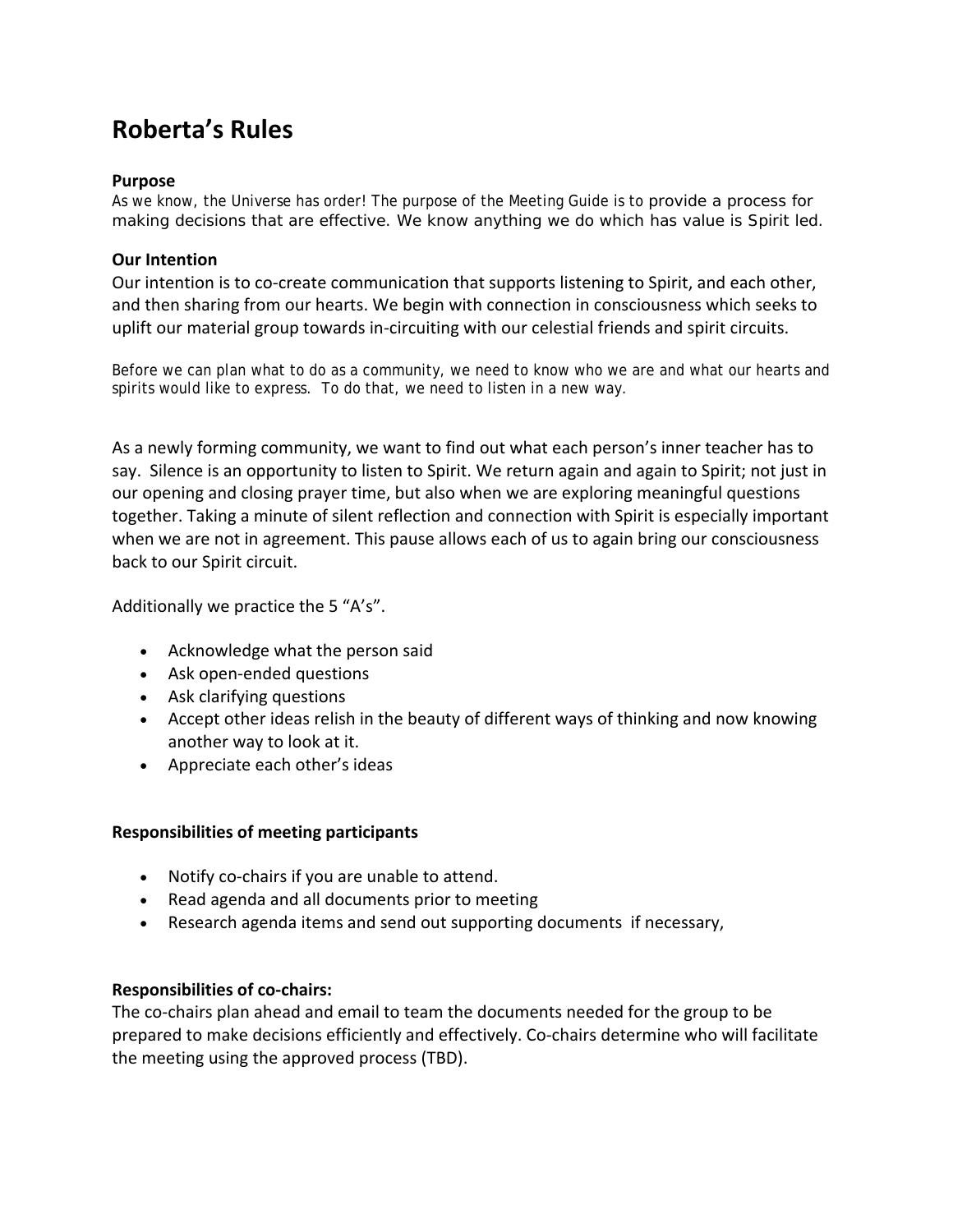# Roberta's Rules

### Purpose

As we know, the Universe has order! The purpose of the Meeting Guide is to provide a process for making decisions that are effective. We know anything we do which has value is Spirit led.

### Our Intention

Our intention is to co-create communication that supports listening to Spirit, and each other, and then sharing from our hearts. We begin with connection in consciousness which seeks to uplift our material group towards in-circuiting with our celestial friends and spirit circuits.

Before we can plan what to do as a community, we need to know who we are and what our hearts and spirits would like to express. To do that, we need to listen in a new way.

As a newly forming community, we want to find out what each person's inner teacher has to say. Silence is an opportunity to listen to Spirit. We return again and again to Spirit; not just in our opening and closing prayer time, but also when we are exploring meaningful questions together. Taking a minute of silent reflection and connection with Spirit is especially important when we are not in agreement. This pause allows each of us to again bring our consciousness back to our Spirit circuit.

Additionally we practice the 5 "A's".

- Acknowledge what the person said
- Ask open-ended questions
- Ask clarifying questions
- Accept other ideas relish in the beauty of different ways of thinking and now knowing another way to look at it.
- Appreciate each other's ideas

### Responsibilities of meeting participants

- Notify co-chairs if you are unable to attend.
- Read agenda and all documents prior to meeting
- Research agenda items and send out supporting documents if necessary,

### Responsibilities of co-chairs:

The co-chairs plan ahead and email to team the documents needed for the group to be prepared to make decisions efficiently and effectively. Co-chairs determine who will facilitate the meeting using the approved process (TBD).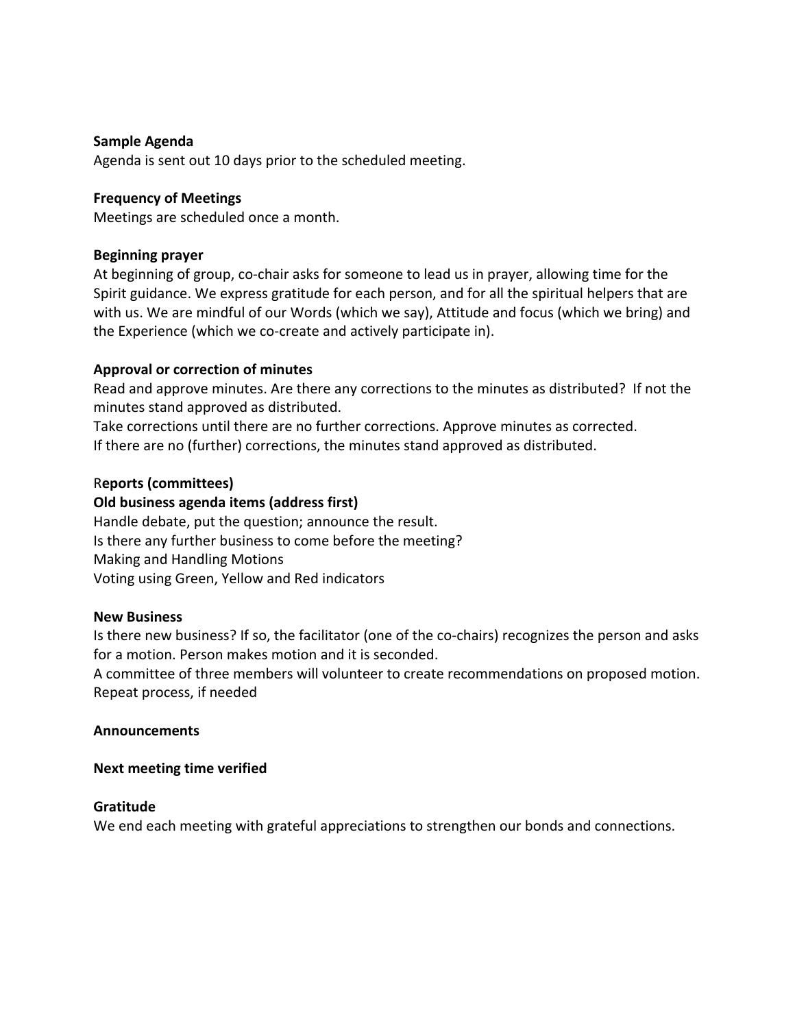**Sample Agenda**

Agenda is sent out 10 days prior to the scheduled meeting.

**Frequency of Meetings**

Meetings are scheduled once a month.

**Beginning prayer**

At beginning of group, co-chair asks for someone to lead us in prayer, allowing time for the Spirit guidance. We express gratitude for each person, and for all the spiritual helpers that are with us. We are mindful of our Words (which we say), Attitude and focus (which we bring) and the Experience (which we co-create and actively participate in).

**Approval or correction of minutes**

Read and approve minutes. Are there any corrections to the minutes as distributed? If not the minutes stand approved as distributed.
Take corrections until there are no further corrections. Approve minutes as corrected.
If there are no (further) corrections, the minutes stand approved as distributed.

R**eports (committees)**

**Old business agenda items (address first)**

Handle debate, put the question; announce the result.
Is there any further business to come before the meeting?
Making and Handling Motions
Voting using Green, Yellow and Red indicators

**New Business**

Is there new business? If so, the facilitator (one of the co-chairs) recognizes the person and asks for a motion. Person makes motion and it is seconded.
A committee of three members will volunteer to create recommendations on proposed motion.
Repeat process, if needed

**Announcements**

**Next meeting time verified**

**Gratitude**

We end each meeting with grateful appreciations to strengthen our bonds and connections.